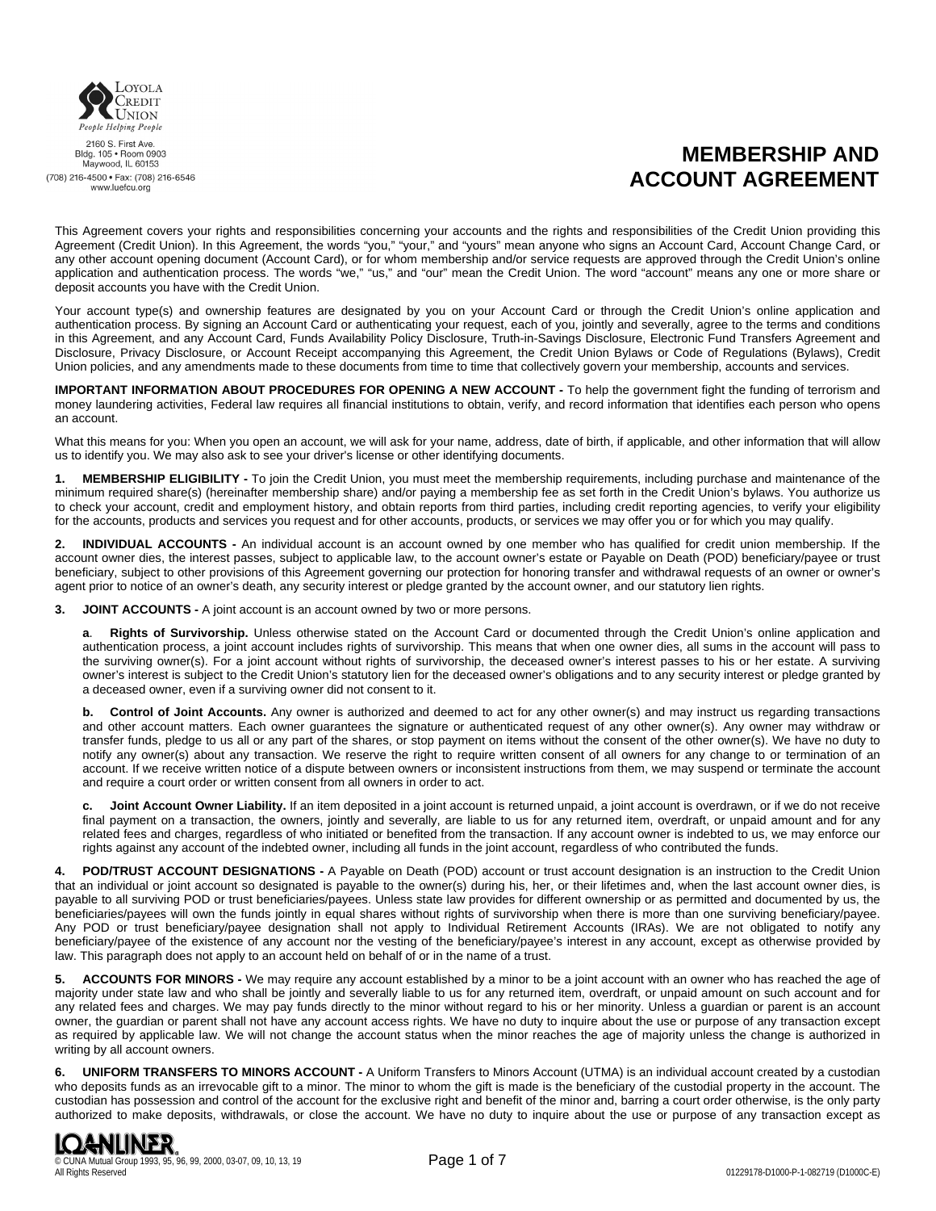Loyola Credit Union
People Helping People

2160 S. First Ave.
Bldg. 105 • Room 0903
Maywood, IL 60153
(708) 216-4500 • Fax: (708) 216-6546
www.luefcu.org

# MEMBERSHIP AND ACCOUNT AGREEMENT

This Agreement covers your rights and responsibilities concerning your accounts and the rights and responsibilities of the Credit Union providing this Agreement (Credit Union). In this Agreement, the words "you," "your," and "yours" mean anyone who signs an Account Card, Account Change Card, or any other account opening document (Account Card), or for whom membership and/or service requests are approved through the Credit Union's online application and authentication process. The words "we," "us," and "our" mean the Credit Union. The word "account" means any one or more share or deposit accounts you have with the Credit Union.

Your account type(s) and ownership features are designated by you on your Account Card or through the Credit Union's online application and authentication process. By signing an Account Card or authenticating your request, each of you, jointly and severally, agree to the terms and conditions in this Agreement, and any Account Card, Funds Availability Policy Disclosure, Truth-in-Savings Disclosure, Electronic Fund Transfers Agreement and Disclosure, Privacy Disclosure, or Account Receipt accompanying this Agreement, the Credit Union Bylaws or Code of Regulations (Bylaws), Credit Union policies, and any amendments made to these documents from time to time that collectively govern your membership, accounts and services.

**IMPORTANT INFORMATION ABOUT PROCEDURES FOR OPENING A NEW ACCOUNT -** To help the government fight the funding of terrorism and money laundering activities, Federal law requires all financial institutions to obtain, verify, and record information that identifies each person who opens an account.

What this means for you: When you open an account, we will ask for your name, address, date of birth, if applicable, and other information that will allow us to identify you. We may also ask to see your driver's license or other identifying documents.

**1. MEMBERSHIP ELIGIBILITY -** To join the Credit Union, you must meet the membership requirements, including purchase and maintenance of the minimum required share(s) (hereinafter membership share) and/or paying a membership fee as set forth in the Credit Union's bylaws. You authorize us to check your account, credit and employment history, and obtain reports from third parties, including credit reporting agencies, to verify your eligibility for the accounts, products and services you request and for other accounts, products, or services we may offer you or for which you may qualify.

**2. INDIVIDUAL ACCOUNTS -** An individual account is an account owned by one member who has qualified for credit union membership. If the account owner dies, the interest passes, subject to applicable law, to the account owner's estate or Payable on Death (POD) beneficiary/payee or trust beneficiary, subject to other provisions of this Agreement governing our protection for honoring transfer and withdrawal requests of an owner or owner's agent prior to notice of an owner's death, any security interest or pledge granted by the account owner, and our statutory lien rights.

**3. JOINT ACCOUNTS -** A joint account is an account owned by two or more persons.

**a. Rights of Survivorship.** Unless otherwise stated on the Account Card or documented through the Credit Union's online application and authentication process, a joint account includes rights of survivorship. This means that when one owner dies, all sums in the account will pass to the surviving owner(s). For a joint account without rights of survivorship, the deceased owner's interest passes to his or her estate. A surviving owner's interest is subject to the Credit Union's statutory lien for the deceased owner's obligations and to any security interest or pledge granted by a deceased owner, even if a surviving owner did not consent to it.

**b. Control of Joint Accounts.** Any owner is authorized and deemed to act for any other owner(s) and may instruct us regarding transactions and other account matters. Each owner guarantees the signature or authenticated request of any other owner(s). Any owner may withdraw or transfer funds, pledge to us all or any part of the shares, or stop payment on items without the consent of the other owner(s). We have no duty to notify any owner(s) about any transaction. We reserve the right to require written consent of all owners for any change to or termination of an account. If we receive written notice of a dispute between owners or inconsistent instructions from them, we may suspend or terminate the account and require a court order or written consent from all owners in order to act.

**c. Joint Account Owner Liability.** If an item deposited in a joint account is returned unpaid, a joint account is overdrawn, or if we do not receive final payment on a transaction, the owners, jointly and severally, are liable to us for any returned item, overdraft, or unpaid amount and for any related fees and charges, regardless of who initiated or benefited from the transaction. If any account owner is indebted to us, we may enforce our rights against any account of the indebted owner, including all funds in the joint account, regardless of who contributed the funds.

**4. POD/TRUST ACCOUNT DESIGNATIONS -** A Payable on Death (POD) account or trust account designation is an instruction to the Credit Union that an individual or joint account so designated is payable to the owner(s) during his, her, or their lifetimes and, when the last account owner dies, is payable to all surviving POD or trust beneficiaries/payees. Unless state law provides for different ownership or as permitted and documented by us, the beneficiaries/payees will own the funds jointly in equal shares without rights of survivorship when there is more than one surviving beneficiary/payee. Any POD or trust beneficiary/payee designation shall not apply to Individual Retirement Accounts (IRAs). We are not obligated to notify any beneficiary/payee of the existence of any account nor the vesting of the beneficiary/payee's interest in any account, except as otherwise provided by law. This paragraph does not apply to an account held on behalf of or in the name of a trust.

**5. ACCOUNTS FOR MINORS -** We may require any account established by a minor to be a joint account with an owner who has reached the age of majority under state law and who shall be jointly and severally liable to us for any returned item, overdraft, or unpaid amount on such account and for any related fees and charges. We may pay funds directly to the minor without regard to his or her minority. Unless a guardian or parent is an account owner, the guardian or parent shall not have any account access rights. We have no duty to inquire about the use or purpose of any transaction except as required by applicable law. We will not change the account status when the minor reaches the age of majority unless the change is authorized in writing by all account owners.

**6. UNIFORM TRANSFERS TO MINORS ACCOUNT -** A Uniform Transfers to Minors Account (UTMA) is an individual account created by a custodian who deposits funds as an irrevocable gift to a minor. The minor to whom the gift is made is the beneficiary of the custodial property in the account. The custodian has possession and control of the account for the exclusive right and benefit of the minor and, barring a court order otherwise, is the only party authorized to make deposits, withdrawals, or close the account. We have no duty to inquire about the use or purpose of any transaction except as

LOANLINER®
© CUNA Mutual Group 1993, 95, 96, 99, 2000, 03-07, 09, 10, 13, 19
All Rights Reserved

01229178-D1000-P-1-082719 (D1000C-E)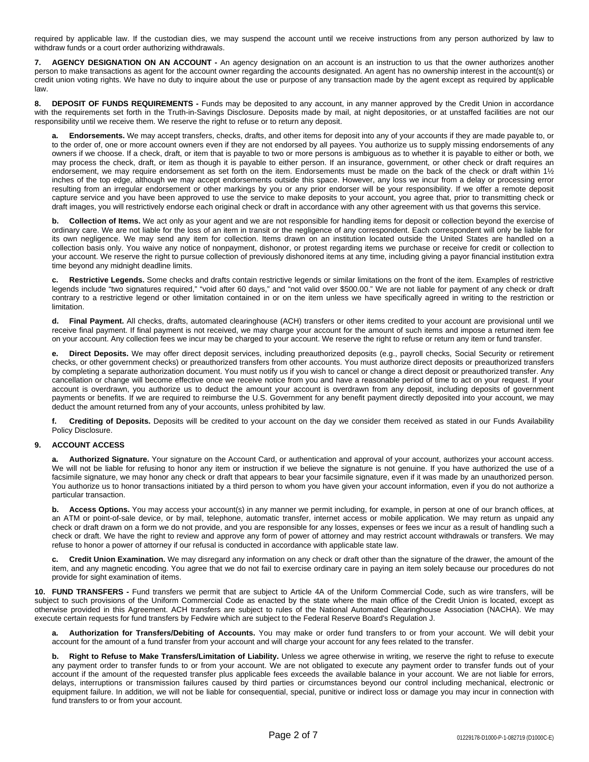required by applicable law. If the custodian dies, we may suspend the account until we receive instructions from any person authorized by law to withdraw funds or a court order authorizing withdrawals.

**7. AGENCY DESIGNATION ON AN ACCOUNT -** An agency designation on an account is an instruction to us that the owner authorizes another person to make transactions as agent for the account owner regarding the accounts designated. An agent has no ownership interest in the account(s) or credit union voting rights. We have no duty to inquire about the use or purpose of any transaction made by the agent except as required by applicable law.

**8. DEPOSIT OF FUNDS REQUIREMENTS -** Funds may be deposited to any account, in any manner approved by the Credit Union in accordance with the requirements set forth in the Truth-in-Savings Disclosure. Deposits made by mail, at night depositories, or at unstaffed facilities are not our responsibility until we receive them. We reserve the right to refuse or to return any deposit.

**a. Endorsements.** We may accept transfers, checks, drafts, and other items for deposit into any of your accounts if they are made payable to, or to the order of, one or more account owners even if they are not endorsed by all payees. You authorize us to supply missing endorsements of any owners if we choose. If a check, draft, or item that is payable to two or more persons is ambiguous as to whether it is payable to either or both, we may process the check, draft, or item as though it is payable to either person. If an insurance, government, or other check or draft requires an endorsement, we may require endorsement as set forth on the item. Endorsements must be made on the back of the check or draft within 1½ inches of the top edge, although we may accept endorsements outside this space. However, any loss we incur from a delay or processing error resulting from an irregular endorsement or other markings by you or any prior endorser will be your responsibility. If we offer a remote deposit capture service and you have been approved to use the service to make deposits to your account, you agree that, prior to transmitting check or draft images, you will restrictively endorse each original check or draft in accordance with any other agreement with us that governs this service.

**b. Collection of Items.** We act only as your agent and we are not responsible for handling items for deposit or collection beyond the exercise of ordinary care. We are not liable for the loss of an item in transit or the negligence of any correspondent. Each correspondent will only be liable for its own negligence. We may send any item for collection. Items drawn on an institution located outside the United States are handled on a collection basis only. You waive any notice of nonpayment, dishonor, or protest regarding items we purchase or receive for credit or collection to your account. We reserve the right to pursue collection of previously dishonored items at any time, including giving a payor financial institution extra time beyond any midnight deadline limits.

**c. Restrictive Legends.** Some checks and drafts contain restrictive legends or similar limitations on the front of the item. Examples of restrictive legends include "two signatures required," "void after 60 days," and "not valid over $500.00." We are not liable for payment of any check or draft contrary to a restrictive legend or other limitation contained in or on the item unless we have specifically agreed in writing to the restriction or limitation.

**d. Final Payment.** All checks, drafts, automated clearinghouse (ACH) transfers or other items credited to your account are provisional until we receive final payment. If final payment is not received, we may charge your account for the amount of such items and impose a returned item fee on your account. Any collection fees we incur may be charged to your account. We reserve the right to refuse or return any item or fund transfer.

**e. Direct Deposits.** We may offer direct deposit services, including preauthorized deposits (e.g., payroll checks, Social Security or retirement checks, or other government checks) or preauthorized transfers from other accounts. You must authorize direct deposits or preauthorized transfers by completing a separate authorization document. You must notify us if you wish to cancel or change a direct deposit or preauthorized transfer. Any cancellation or change will become effective once we receive notice from you and have a reasonable period of time to act on your request. If your account is overdrawn, you authorize us to deduct the amount your account is overdrawn from any deposit, including deposits of government payments or benefits. If we are required to reimburse the U.S. Government for any benefit payment directly deposited into your account, we may deduct the amount returned from any of your accounts, unless prohibited by law.

**f. Crediting of Deposits.** Deposits will be credited to your account on the day we consider them received as stated in our Funds Availability Policy Disclosure.

**9. ACCOUNT ACCESS**

**a. Authorized Signature.** Your signature on the Account Card, or authentication and approval of your account, authorizes your account access. We will not be liable for refusing to honor any item or instruction if we believe the signature is not genuine. If you have authorized the use of a facsimile signature, we may honor any check or draft that appears to bear your facsimile signature, even if it was made by an unauthorized person. You authorize us to honor transactions initiated by a third person to whom you have given your account information, even if you do not authorize a particular transaction.

**b. Access Options.** You may access your account(s) in any manner we permit including, for example, in person at one of our branch offices, at an ATM or point-of-sale device, or by mail, telephone, automatic transfer, internet access or mobile application. We may return as unpaid any check or draft drawn on a form we do not provide, and you are responsible for any losses, expenses or fees we incur as a result of handling such a check or draft. We have the right to review and approve any form of power of attorney and may restrict account withdrawals or transfers. We may refuse to honor a power of attorney if our refusal is conducted in accordance with applicable state law.

**c. Credit Union Examination.** We may disregard any information on any check or draft other than the signature of the drawer, the amount of the item, and any magnetic encoding. You agree that we do not fail to exercise ordinary care in paying an item solely because our procedures do not provide for sight examination of items.

**10. FUND TRANSFERS -** Fund transfers we permit that are subject to Article 4A of the Uniform Commercial Code, such as wire transfers, will be subject to such provisions of the Uniform Commercial Code as enacted by the state where the main office of the Credit Union is located, except as otherwise provided in this Agreement. ACH transfers are subject to rules of the National Automated Clearinghouse Association (NACHA). We may execute certain requests for fund transfers by Fedwire which are subject to the Federal Reserve Board's Regulation J.

**a. Authorization for Transfers/Debiting of Accounts.** You may make or order fund transfers to or from your account. We will debit your account for the amount of a fund transfer from your account and will charge your account for any fees related to the transfer.

**b. Right to Refuse to Make Transfers/Limitation of Liability.** Unless we agree otherwise in writing, we reserve the right to refuse to execute any payment order to transfer funds to or from your account. We are not obligated to execute any payment order to transfer funds out of your account if the amount of the requested transfer plus applicable fees exceeds the available balance in your account. We are not liable for errors, delays, interruptions or transmission failures caused by third parties or circumstances beyond our control including mechanical, electronic or equipment failure. In addition, we will not be liable for consequential, special, punitive or indirect loss or damage you may incur in connection with fund transfers to or from your account.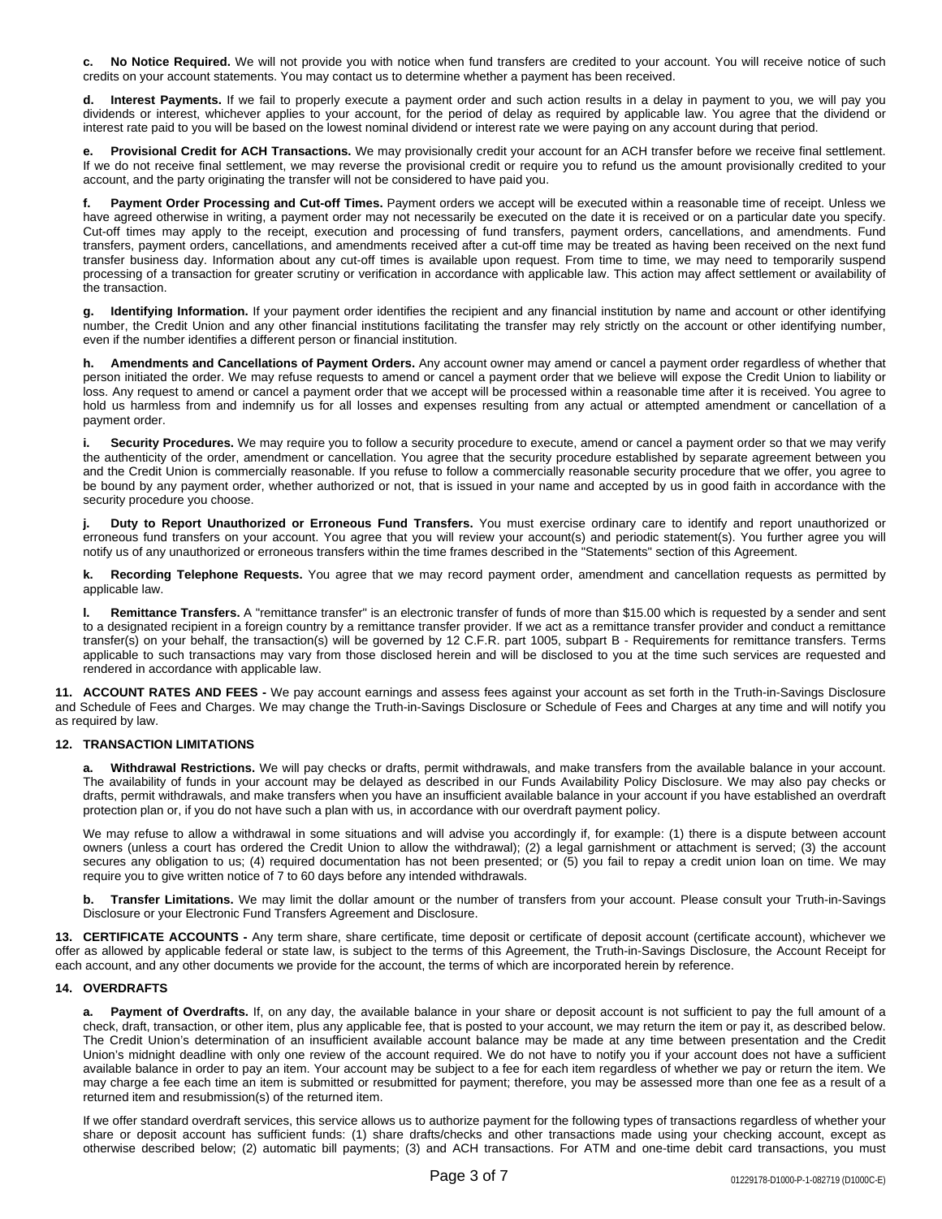**c. No Notice Required.** We will not provide you with notice when fund transfers are credited to your account. You will receive notice of such credits on your account statements. You may contact us to determine whether a payment has been received.

**d. Interest Payments.** If we fail to properly execute a payment order and such action results in a delay in payment to you, we will pay you dividends or interest, whichever applies to your account, for the period of delay as required by applicable law. You agree that the dividend or interest rate paid to you will be based on the lowest nominal dividend or interest rate we were paying on any account during that period.

**e. Provisional Credit for ACH Transactions.** We may provisionally credit your account for an ACH transfer before we receive final settlement. If we do not receive final settlement, we may reverse the provisional credit or require you to refund us the amount provisionally credited to your account, and the party originating the transfer will not be considered to have paid you.

**f. Payment Order Processing and Cut-off Times.** Payment orders we accept will be executed within a reasonable time of receipt. Unless we have agreed otherwise in writing, a payment order may not necessarily be executed on the date it is received or on a particular date you specify. Cut-off times may apply to the receipt, execution and processing of fund transfers, payment orders, cancellations, and amendments. Fund transfers, payment orders, cancellations, and amendments received after a cut-off time may be treated as having been received on the next fund transfer business day. Information about any cut-off times is available upon request. From time to time, we may need to temporarily suspend processing of a transaction for greater scrutiny or verification in accordance with applicable law. This action may affect settlement or availability of the transaction.

**g. Identifying Information.** If your payment order identifies the recipient and any financial institution by name and account or other identifying number, the Credit Union and any other financial institutions facilitating the transfer may rely strictly on the account or other identifying number, even if the number identifies a different person or financial institution.

**h. Amendments and Cancellations of Payment Orders.** Any account owner may amend or cancel a payment order regardless of whether that person initiated the order. We may refuse requests to amend or cancel a payment order that we believe will expose the Credit Union to liability or loss. Any request to amend or cancel a payment order that we accept will be processed within a reasonable time after it is received. You agree to hold us harmless from and indemnify us for all losses and expenses resulting from any actual or attempted amendment or cancellation of a payment order.

**i. Security Procedures.** We may require you to follow a security procedure to execute, amend or cancel a payment order so that we may verify the authenticity of the order, amendment or cancellation. You agree that the security procedure established by separate agreement between you and the Credit Union is commercially reasonable. If you refuse to follow a commercially reasonable security procedure that we offer, you agree to be bound by any payment order, whether authorized or not, that is issued in your name and accepted by us in good faith in accordance with the security procedure you choose.

**j. Duty to Report Unauthorized or Erroneous Fund Transfers.** You must exercise ordinary care to identify and report unauthorized or erroneous fund transfers on your account. You agree that you will review your account(s) and periodic statement(s). You further agree you will notify us of any unauthorized or erroneous transfers within the time frames described in the "Statements" section of this Agreement.

**k. Recording Telephone Requests.** You agree that we may record payment order, amendment and cancellation requests as permitted by applicable law.

**l. Remittance Transfers.** A "remittance transfer" is an electronic transfer of funds of more than $15.00 which is requested by a sender and sent to a designated recipient in a foreign country by a remittance transfer provider. If we act as a remittance transfer provider and conduct a remittance transfer(s) on your behalf, the transaction(s) will be governed by 12 C.F.R. part 1005, subpart B - Requirements for remittance transfers. Terms applicable to such transactions may vary from those disclosed herein and will be disclosed to you at the time such services are requested and rendered in accordance with applicable law.

**11. ACCOUNT RATES AND FEES -** We pay account earnings and assess fees against your account as set forth in the Truth-in-Savings Disclosure and Schedule of Fees and Charges. We may change the Truth-in-Savings Disclosure or Schedule of Fees and Charges at any time and will notify you as required by law.

**12. TRANSACTION LIMITATIONS**

**a. Withdrawal Restrictions.** We will pay checks or drafts, permit withdrawals, and make transfers from the available balance in your account. The availability of funds in your account may be delayed as described in our Funds Availability Policy Disclosure. We may also pay checks or drafts, permit withdrawals, and make transfers when you have an insufficient available balance in your account if you have established an overdraft protection plan or, if you do not have such a plan with us, in accordance with our overdraft payment policy.

We may refuse to allow a withdrawal in some situations and will advise you accordingly if, for example: (1) there is a dispute between account owners (unless a court has ordered the Credit Union to allow the withdrawal); (2) a legal garnishment or attachment is served; (3) the account secures any obligation to us; (4) required documentation has not been presented; or (5) you fail to repay a credit union loan on time. We may require you to give written notice of 7 to 60 days before any intended withdrawals.

**b. Transfer Limitations.** We may limit the dollar amount or the number of transfers from your account. Please consult your Truth-in-Savings Disclosure or your Electronic Fund Transfers Agreement and Disclosure.

**13. CERTIFICATE ACCOUNTS -** Any term share, share certificate, time deposit or certificate of deposit account (certificate account), whichever we offer as allowed by applicable federal or state law, is subject to the terms of this Agreement, the Truth-in-Savings Disclosure, the Account Receipt for each account, and any other documents we provide for the account, the terms of which are incorporated herein by reference.

**14. OVERDRAFTS**

**a. Payment of Overdrafts.** If, on any day, the available balance in your share or deposit account is not sufficient to pay the full amount of a check, draft, transaction, or other item, plus any applicable fee, that is posted to your account, we may return the item or pay it, as described below. The Credit Union's determination of an insufficient available account balance may be made at any time between presentation and the Credit Union's midnight deadline with only one review of the account required. We do not have to notify you if your account does not have a sufficient available balance in order to pay an item. Your account may be subject to a fee for each item regardless of whether we pay or return the item. We may charge a fee each time an item is submitted or resubmitted for payment; therefore, you may be assessed more than one fee as a result of a returned item and resubmission(s) of the returned item.

If we offer standard overdraft services, this service allows us to authorize payment for the following types of transactions regardless of whether your share or deposit account has sufficient funds: (1) share drafts/checks and other transactions made using your checking account, except as otherwise described below; (2) automatic bill payments; (3) and ACH transactions. For ATM and one-time debit card transactions, you must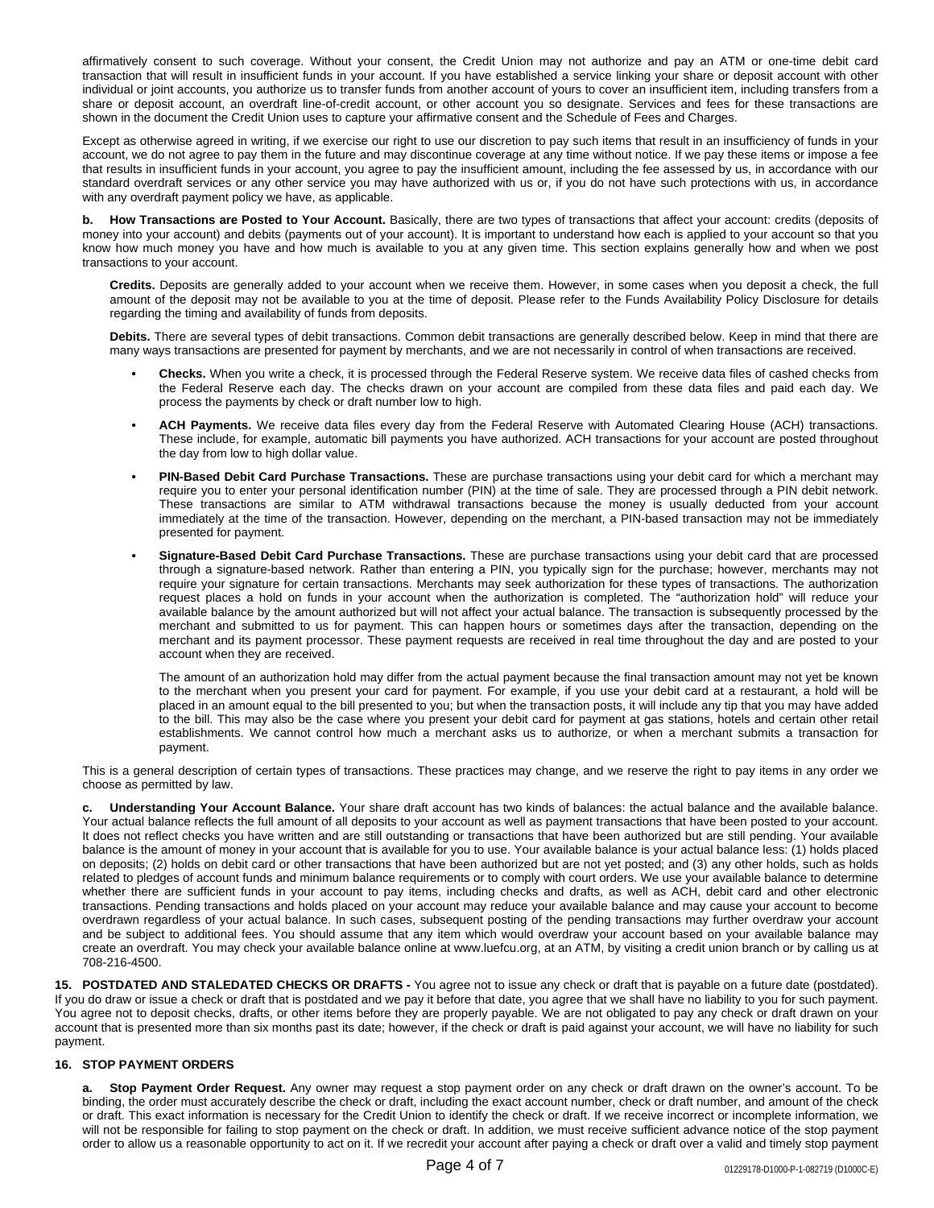affirmatively consent to such coverage. Without your consent, the Credit Union may not authorize and pay an ATM or one-time debit card transaction that will result in insufficient funds in your account. If you have established a service linking your share or deposit account with other individual or joint accounts, you authorize us to transfer funds from another account of yours to cover an insufficient item, including transfers from a share or deposit account, an overdraft line-of-credit account, or other account you so designate. Services and fees for these transactions are shown in the document the Credit Union uses to capture your affirmative consent and the Schedule of Fees and Charges.

Except as otherwise agreed in writing, if we exercise our right to use our discretion to pay such items that result in an insufficiency of funds in your account, we do not agree to pay them in the future and may discontinue coverage at any time without notice. If we pay these items or impose a fee that results in insufficient funds in your account, you agree to pay the insufficient amount, including the fee assessed by us, in accordance with our standard overdraft services or any other service you may have authorized with us or, if you do not have such protections with us, in accordance with any overdraft payment policy we have, as applicable.

**b. How Transactions are Posted to Your Account.** Basically, there are two types of transactions that affect your account: credits (deposits of money into your account) and debits (payments out of your account). It is important to understand how each is applied to your account so that you know how much money you have and how much is available to you at any given time. This section explains generally how and when we post transactions to your account.

**Credits.** Deposits are generally added to your account when we receive them. However, in some cases when you deposit a check, the full amount of the deposit may not be available to you at the time of deposit. Please refer to the Funds Availability Policy Disclosure for details regarding the timing and availability of funds from deposits.

**Debits.** There are several types of debit transactions. Common debit transactions are generally described below. Keep in mind that there are many ways transactions are presented for payment by merchants, and we are not necessarily in control of when transactions are received.

- **Checks.** When you write a check, it is processed through the Federal Reserve system. We receive data files of cashed checks from the Federal Reserve each day. The checks drawn on your account are compiled from these data files and paid each day. We process the payments by check or draft number low to high.
- **ACH Payments.** We receive data files every day from the Federal Reserve with Automated Clearing House (ACH) transactions. These include, for example, automatic bill payments you have authorized. ACH transactions for your account are posted throughout the day from low to high dollar value.
- **PIN-Based Debit Card Purchase Transactions.** These are purchase transactions using your debit card for which a merchant may require you to enter your personal identification number (PIN) at the time of sale. They are processed through a PIN debit network. These transactions are similar to ATM withdrawal transactions because the money is usually deducted from your account immediately at the time of the transaction. However, depending on the merchant, a PIN-based transaction may not be immediately presented for payment.
- **Signature-Based Debit Card Purchase Transactions.** These are purchase transactions using your debit card that are processed through a signature-based network. Rather than entering a PIN, you typically sign for the purchase; however, merchants may not require your signature for certain transactions. Merchants may seek authorization for these types of transactions. The authorization request places a hold on funds in your account when the authorization is completed. The "authorization hold" will reduce your available balance by the amount authorized but will not affect your actual balance. The transaction is subsequently processed by the merchant and submitted to us for payment. This can happen hours or sometimes days after the transaction, depending on the merchant and its payment processor. These payment requests are received in real time throughout the day and are posted to your account when they are received.

  The amount of an authorization hold may differ from the actual payment because the final transaction amount may not yet be known to the merchant when you present your card for payment. For example, if you use your debit card at a restaurant, a hold will be placed in an amount equal to the bill presented to you; but when the transaction posts, it will include any tip that you may have added to the bill. This may also be the case where you present your debit card for payment at gas stations, hotels and certain other retail establishments. We cannot control how much a merchant asks us to authorize, or when a merchant submits a transaction for payment.

This is a general description of certain types of transactions. These practices may change, and we reserve the right to pay items in any order we choose as permitted by law.

**c. Understanding Your Account Balance.** Your share draft account has two kinds of balances: the actual balance and the available balance. Your actual balance reflects the full amount of all deposits to your account as well as payment transactions that have been posted to your account. It does not reflect checks you have written and are still outstanding or transactions that have been authorized but are still pending. Your available balance is the amount of money in your account that is available for you to use. Your available balance is your actual balance less: (1) holds placed on deposits; (2) holds on debit card or other transactions that have been authorized but are not yet posted; and (3) any other holds, such as holds related to pledges of account funds and minimum balance requirements or to comply with court orders. We use your available balance to determine whether there are sufficient funds in your account to pay items, including checks and drafts, as well as ACH, debit card and other electronic transactions. Pending transactions and holds placed on your account may reduce your available balance and may cause your account to become overdrawn regardless of your actual balance. In such cases, subsequent posting of the pending transactions may further overdraw your account and be subject to additional fees. You should assume that any item which would overdraw your account based on your available balance may create an overdraft. You may check your available balance online at www.luefcu.org, at an ATM, by visiting a credit union branch or by calling us at 708-216-4500.

**15. POSTDATED AND STALEDATED CHECKS OR DRAFTS -** You agree not to issue any check or draft that is payable on a future date (postdated). If you do draw or issue a check or draft that is postdated and we pay it before that date, you agree that we shall have no liability to you for such payment. You agree not to deposit checks, drafts, or other items before they are properly payable. We are not obligated to pay any check or draft drawn on your account that is presented more than six months past its date; however, if the check or draft is paid against your account, we will have no liability for such payment.

**16. STOP PAYMENT ORDERS**

**a. Stop Payment Order Request.** Any owner may request a stop payment order on any check or draft drawn on the owner's account. To be binding, the order must accurately describe the check or draft, including the exact account number, check or draft number, and amount of the check or draft. This exact information is necessary for the Credit Union to identify the check or draft. If we receive incorrect or incomplete information, we will not be responsible for failing to stop payment on the check or draft. In addition, we must receive sufficient advance notice of the stop payment order to allow us a reasonable opportunity to act on it. If we recredit your account after paying a check or draft over a valid and timely stop payment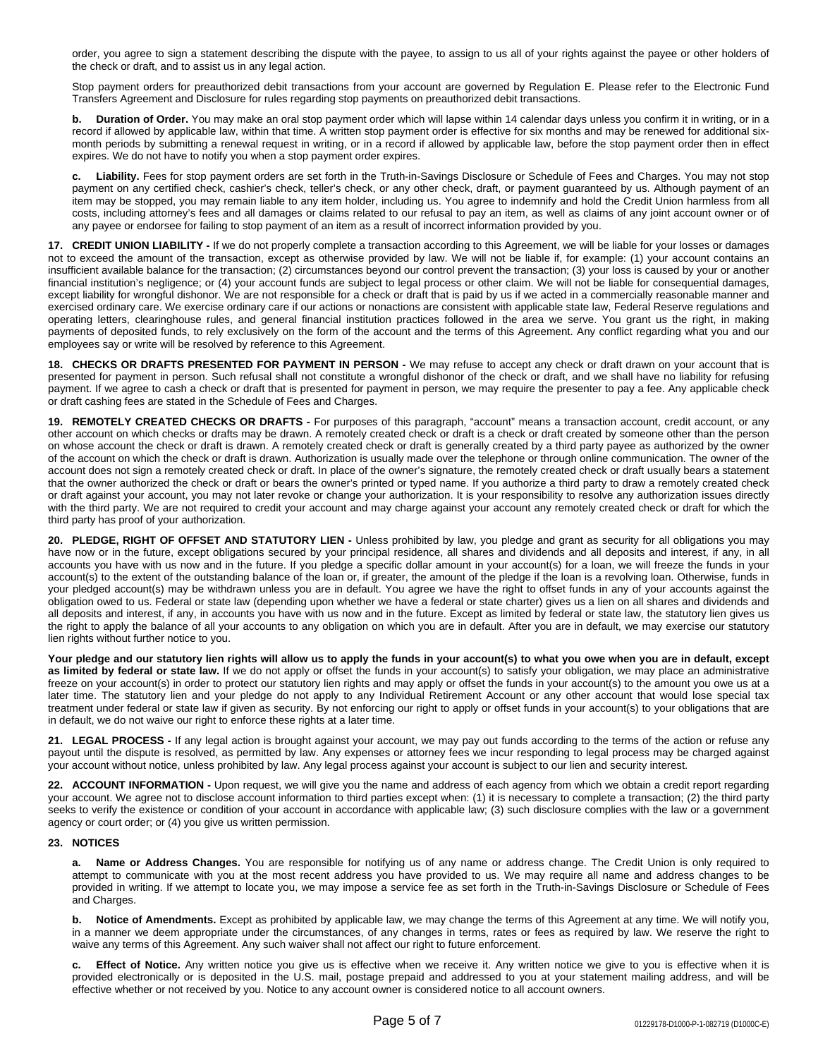order, you agree to sign a statement describing the dispute with the payee, to assign to us all of your rights against the payee or other holders of the check or draft, and to assist us in any legal action.

Stop payment orders for preauthorized debit transactions from your account are governed by Regulation E. Please refer to the Electronic Fund Transfers Agreement and Disclosure for rules regarding stop payments on preauthorized debit transactions.

**b. Duration of Order.** You may make an oral stop payment order which will lapse within 14 calendar days unless you confirm it in writing, or in a record if allowed by applicable law, within that time. A written stop payment order is effective for six months and may be renewed for additional six-month periods by submitting a renewal request in writing, or in a record if allowed by applicable law, before the stop payment order then in effect expires. We do not have to notify you when a stop payment order expires.

**c. Liability.** Fees for stop payment orders are set forth in the Truth-in-Savings Disclosure or Schedule of Fees and Charges. You may not stop payment on any certified check, cashier's check, teller's check, or any other check, draft, or payment guaranteed by us. Although payment of an item may be stopped, you may remain liable to any item holder, including us. You agree to indemnify and hold the Credit Union harmless from all costs, including attorney's fees and all damages or claims related to our refusal to pay an item, as well as claims of any joint account owner or of any payee or endorsee for failing to stop payment of an item as a result of incorrect information provided by you.

**17. CREDIT UNION LIABILITY -** If we do not properly complete a transaction according to this Agreement, we will be liable for your losses or damages not to exceed the amount of the transaction, except as otherwise provided by law. We will not be liable if, for example: (1) your account contains an insufficient available balance for the transaction; (2) circumstances beyond our control prevent the transaction; (3) your loss is caused by your or another financial institution's negligence; or (4) your account funds are subject to legal process or other claim. We will not be liable for consequential damages, except liability for wrongful dishonor. We are not responsible for a check or draft that is paid by us if we acted in a commercially reasonable manner and exercised ordinary care. We exercise ordinary care if our actions or nonactions are consistent with applicable state law, Federal Reserve regulations and operating letters, clearinghouse rules, and general financial institution practices followed in the area we serve. You grant us the right, in making payments of deposited funds, to rely exclusively on the form of the account and the terms of this Agreement. Any conflict regarding what you and our employees say or write will be resolved by reference to this Agreement.

**18. CHECKS OR DRAFTS PRESENTED FOR PAYMENT IN PERSON -** We may refuse to accept any check or draft drawn on your account that is presented for payment in person. Such refusal shall not constitute a wrongful dishonor of the check or draft, and we shall have no liability for refusing payment. If we agree to cash a check or draft that is presented for payment in person, we may require the presenter to pay a fee. Any applicable check or draft cashing fees are stated in the Schedule of Fees and Charges.

**19. REMOTELY CREATED CHECKS OR DRAFTS -** For purposes of this paragraph, "account" means a transaction account, credit account, or any other account on which checks or drafts may be drawn. A remotely created check or draft is a check or draft created by someone other than the person on whose account the check or draft is drawn. A remotely created check or draft is generally created by a third party payee as authorized by the owner of the account on which the check or draft is drawn. Authorization is usually made over the telephone or through online communication. The owner of the account does not sign a remotely created check or draft. In place of the owner's signature, the remotely created check or draft usually bears a statement that the owner authorized the check or draft or bears the owner's printed or typed name. If you authorize a third party to draw a remotely created check or draft against your account, you may not later revoke or change your authorization. It is your responsibility to resolve any authorization issues directly with the third party. We are not required to credit your account and may charge against your account any remotely created check or draft for which the third party has proof of your authorization.

**20. PLEDGE, RIGHT OF OFFSET AND STATUTORY LIEN -** Unless prohibited by law, you pledge and grant as security for all obligations you may have now or in the future, except obligations secured by your principal residence, all shares and dividends and all deposits and interest, if any, in all accounts you have with us now and in the future. If you pledge a specific dollar amount in your account(s) for a loan, we will freeze the funds in your account(s) to the extent of the outstanding balance of the loan or, if greater, the amount of the pledge if the loan is a revolving loan. Otherwise, funds in your pledged account(s) may be withdrawn unless you are in default. You agree we have the right to offset funds in any of your accounts against the obligation owed to us. Federal or state law (depending upon whether we have a federal or state charter) gives us a lien on all shares and dividends and all deposits and interest, if any, in accounts you have with us now and in the future. Except as limited by federal or state law, the statutory lien gives us the right to apply the balance of all your accounts to any obligation on which you are in default. After you are in default, we may exercise our statutory lien rights without further notice to you.

**Your pledge and our statutory lien rights will allow us to apply the funds in your account(s) to what you owe when you are in default, except as limited by federal or state law.** If we do not apply or offset the funds in your account(s) to satisfy your obligation, we may place an administrative freeze on your account(s) in order to protect our statutory lien rights and may apply or offset the funds in your account(s) to the amount you owe us at a later time. The statutory lien and your pledge do not apply to any Individual Retirement Account or any other account that would lose special tax treatment under federal or state law if given as security. By not enforcing our right to apply or offset funds in your account(s) to your obligations that are in default, we do not waive our right to enforce these rights at a later time.

**21. LEGAL PROCESS -** If any legal action is brought against your account, we may pay out funds according to the terms of the action or refuse any payout until the dispute is resolved, as permitted by law. Any expenses or attorney fees we incur responding to legal process may be charged against your account without notice, unless prohibited by law. Any legal process against your account is subject to our lien and security interest.

**22. ACCOUNT INFORMATION -** Upon request, we will give you the name and address of each agency from which we obtain a credit report regarding your account. We agree not to disclose account information to third parties except when: (1) it is necessary to complete a transaction; (2) the third party seeks to verify the existence or condition of your account in accordance with applicable law; (3) such disclosure complies with the law or a government agency or court order; or (4) you give us written permission.

**23. NOTICES**

**a. Name or Address Changes.** You are responsible for notifying us of any name or address change. The Credit Union is only required to attempt to communicate with you at the most recent address you have provided to us. We may require all name and address changes to be provided in writing. If we attempt to locate you, we may impose a service fee as set forth in the Truth-in-Savings Disclosure or Schedule of Fees and Charges.

**b. Notice of Amendments.** Except as prohibited by applicable law, we may change the terms of this Agreement at any time. We will notify you, in a manner we deem appropriate under the circumstances, of any changes in terms, rates or fees as required by law. We reserve the right to waive any terms of this Agreement. Any such waiver shall not affect our right to future enforcement.

**c. Effect of Notice.** Any written notice you give us is effective when we receive it. Any written notice we give to you is effective when it is provided electronically or is deposited in the U.S. mail, postage prepaid and addressed to you at your statement mailing address, and will be effective whether or not received by you. Notice to any account owner is considered notice to all account owners.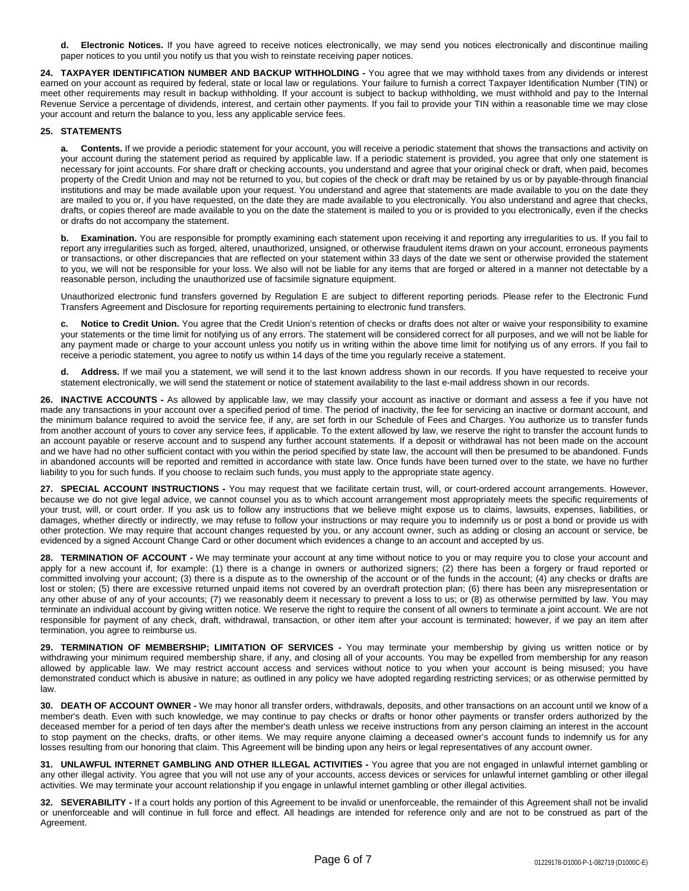**d. Electronic Notices.** If you have agreed to receive notices electronically, we may send you notices electronically and discontinue mailing paper notices to you until you notify us that you wish to reinstate receiving paper notices.

**24. TAXPAYER IDENTIFICATION NUMBER AND BACKUP WITHHOLDING -** You agree that we may withhold taxes from any dividends or interest earned on your account as required by federal, state or local law or regulations. Your failure to furnish a correct Taxpayer Identification Number (TIN) or meet other requirements may result in backup withholding. If your account is subject to backup withholding, we must withhold and pay to the Internal Revenue Service a percentage of dividends, interest, and certain other payments. If you fail to provide your TIN within a reasonable time we may close your account and return the balance to you, less any applicable service fees.

**25. STATEMENTS**

**a. Contents.** If we provide a periodic statement for your account, you will receive a periodic statement that shows the transactions and activity on your account during the statement period as required by applicable law. If a periodic statement is provided, you agree that only one statement is necessary for joint accounts. For share draft or checking accounts, you understand and agree that your original check or draft, when paid, becomes property of the Credit Union and may not be returned to you, but copies of the check or draft may be retained by us or by payable-through financial institutions and may be made available upon your request. You understand and agree that statements are made available to you on the date they are mailed to you or, if you have requested, on the date they are made available to you electronically. You also understand and agree that checks, drafts, or copies thereof are made available to you on the date the statement is mailed to you or is provided to you electronically, even if the checks or drafts do not accompany the statement.

**b. Examination.** You are responsible for promptly examining each statement upon receiving it and reporting any irregularities to us. If you fail to report any irregularities such as forged, altered, unauthorized, unsigned, or otherwise fraudulent items drawn on your account, erroneous payments or transactions, or other discrepancies that are reflected on your statement within 33 days of the date we sent or otherwise provided the statement to you, we will not be responsible for your loss. We also will not be liable for any items that are forged or altered in a manner not detectable by a reasonable person, including the unauthorized use of facsimile signature equipment.

Unauthorized electronic fund transfers governed by Regulation E are subject to different reporting periods. Please refer to the Electronic Fund Transfers Agreement and Disclosure for reporting requirements pertaining to electronic fund transfers.

**c. Notice to Credit Union.** You agree that the Credit Union's retention of checks or drafts does not alter or waive your responsibility to examine your statements or the time limit for notifying us of any errors. The statement will be considered correct for all purposes, and we will not be liable for any payment made or charge to your account unless you notify us in writing within the above time limit for notifying us of any errors. If you fail to receive a periodic statement, you agree to notify us within 14 days of the time you regularly receive a statement.

**d. Address.** If we mail you a statement, we will send it to the last known address shown in our records. If you have requested to receive your statement electronically, we will send the statement or notice of statement availability to the last e-mail address shown in our records.

**26. INACTIVE ACCOUNTS -** As allowed by applicable law, we may classify your account as inactive or dormant and assess a fee if you have not made any transactions in your account over a specified period of time. The period of inactivity, the fee for servicing an inactive or dormant account, and the minimum balance required to avoid the service fee, if any, are set forth in our Schedule of Fees and Charges. You authorize us to transfer funds from another account of yours to cover any service fees, if applicable. To the extent allowed by law, we reserve the right to transfer the account funds to an account payable or reserve account and to suspend any further account statements. If a deposit or withdrawal has not been made on the account and we have had no other sufficient contact with you within the period specified by state law, the account will then be presumed to be abandoned. Funds in abandoned accounts will be reported and remitted in accordance with state law. Once funds have been turned over to the state, we have no further liability to you for such funds. If you choose to reclaim such funds, you must apply to the appropriate state agency.

**27. SPECIAL ACCOUNT INSTRUCTIONS -** You may request that we facilitate certain trust, will, or court-ordered account arrangements. However, because we do not give legal advice, we cannot counsel you as to which account arrangement most appropriately meets the specific requirements of your trust, will, or court order. If you ask us to follow any instructions that we believe might expose us to claims, lawsuits, expenses, liabilities, or damages, whether directly or indirectly, we may refuse to follow your instructions or may require you to indemnify us or post a bond or provide us with other protection. We may require that account changes requested by you, or any account owner, such as adding or closing an account or service, be evidenced by a signed Account Change Card or other document which evidences a change to an account and accepted by us.

**28. TERMINATION OF ACCOUNT -** We may terminate your account at any time without notice to you or may require you to close your account and apply for a new account if, for example: (1) there is a change in owners or authorized signers; (2) there has been a forgery or fraud reported or committed involving your account; (3) there is a dispute as to the ownership of the account or of the funds in the account; (4) any checks or drafts are lost or stolen; (5) there are excessive returned unpaid items not covered by an overdraft protection plan; (6) there has been any misrepresentation or any other abuse of any of your accounts; (7) we reasonably deem it necessary to prevent a loss to us; or (8) as otherwise permitted by law. You may terminate an individual account by giving written notice. We reserve the right to require the consent of all owners to terminate a joint account. We are not responsible for payment of any check, draft, withdrawal, transaction, or other item after your account is terminated; however, if we pay an item after termination, you agree to reimburse us.

**29. TERMINATION OF MEMBERSHIP; LIMITATION OF SERVICES -** You may terminate your membership by giving us written notice or by withdrawing your minimum required membership share, if any, and closing all of your accounts. You may be expelled from membership for any reason allowed by applicable law. We may restrict account access and services without notice to you when your account is being misused; you have demonstrated conduct which is abusive in nature; as outlined in any policy we have adopted regarding restricting services; or as otherwise permitted by law.

**30. DEATH OF ACCOUNT OWNER -** We may honor all transfer orders, withdrawals, deposits, and other transactions on an account until we know of a member's death. Even with such knowledge, we may continue to pay checks or drafts or honor other payments or transfer orders authorized by the deceased member for a period of ten days after the member's death unless we receive instructions from any person claiming an interest in the account to stop payment on the checks, drafts, or other items. We may require anyone claiming a deceased owner's account funds to indemnify us for any losses resulting from our honoring that claim. This Agreement will be binding upon any heirs or legal representatives of any account owner.

**31. UNLAWFUL INTERNET GAMBLING AND OTHER ILLEGAL ACTIVITIES -** You agree that you are not engaged in unlawful internet gambling or any other illegal activity. You agree that you will not use any of your accounts, access devices or services for unlawful internet gambling or other illegal activities. We may terminate your account relationship if you engage in unlawful internet gambling or other illegal activities.

**32. SEVERABILITY -** If a court holds any portion of this Agreement to be invalid or unenforceable, the remainder of this Agreement shall not be invalid or unenforceable and will continue in full force and effect. All headings are intended for reference only and are not to be construed as part of the Agreement.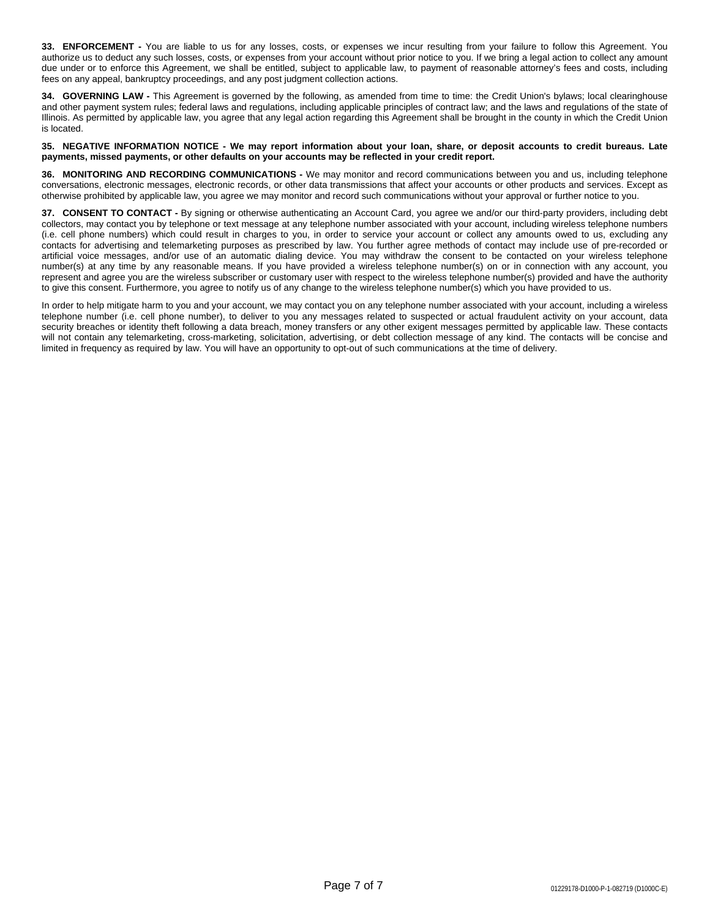**33. ENFORCEMENT -** You are liable to us for any losses, costs, or expenses we incur resulting from your failure to follow this Agreement. You authorize us to deduct any such losses, costs, or expenses from your account without prior notice to you. If we bring a legal action to collect any amount due under or to enforce this Agreement, we shall be entitled, subject to applicable law, to payment of reasonable attorney's fees and costs, including fees on any appeal, bankruptcy proceedings, and any post judgment collection actions.

**34. GOVERNING LAW -** This Agreement is governed by the following, as amended from time to time: the Credit Union's bylaws; local clearinghouse and other payment system rules; federal laws and regulations, including applicable principles of contract law; and the laws and regulations of the state of Illinois. As permitted by applicable law, you agree that any legal action regarding this Agreement shall be brought in the county in which the Credit Union is located.

**35. NEGATIVE INFORMATION NOTICE - We may report information about your loan, share, or deposit accounts to credit bureaus. Late payments, missed payments, or other defaults on your accounts may be reflected in your credit report.**

**36. MONITORING AND RECORDING COMMUNICATIONS -** We may monitor and record communications between you and us, including telephone conversations, electronic messages, electronic records, or other data transmissions that affect your accounts or other products and services. Except as otherwise prohibited by applicable law, you agree we may monitor and record such communications without your approval or further notice to you.

**37. CONSENT TO CONTACT -** By signing or otherwise authenticating an Account Card, you agree we and/or our third-party providers, including debt collectors, may contact you by telephone or text message at any telephone number associated with your account, including wireless telephone numbers (i.e. cell phone numbers) which could result in charges to you, in order to service your account or collect any amounts owed to us, excluding any contacts for advertising and telemarketing purposes as prescribed by law. You further agree methods of contact may include use of pre-recorded or artificial voice messages, and/or use of an automatic dialing device. You may withdraw the consent to be contacted on your wireless telephone number(s) at any time by any reasonable means. If you have provided a wireless telephone number(s) on or in connection with any account, you represent and agree you are the wireless subscriber or customary user with respect to the wireless telephone number(s) provided and have the authority to give this consent. Furthermore, you agree to notify us of any change to the wireless telephone number(s) which you have provided to us.

In order to help mitigate harm to you and your account, we may contact you on any telephone number associated with your account, including a wireless telephone number (i.e. cell phone number), to deliver to you any messages related to suspected or actual fraudulent activity on your account, data security breaches or identity theft following a data breach, money transfers or any other exigent messages permitted by applicable law. These contacts will not contain any telemarketing, cross-marketing, solicitation, advertising, or debt collection message of any kind. The contacts will be concise and limited in frequency as required by law. You will have an opportunity to opt-out of such communications at the time of delivery.

01229178-D1000-P-1-082719 (D1000C-E)